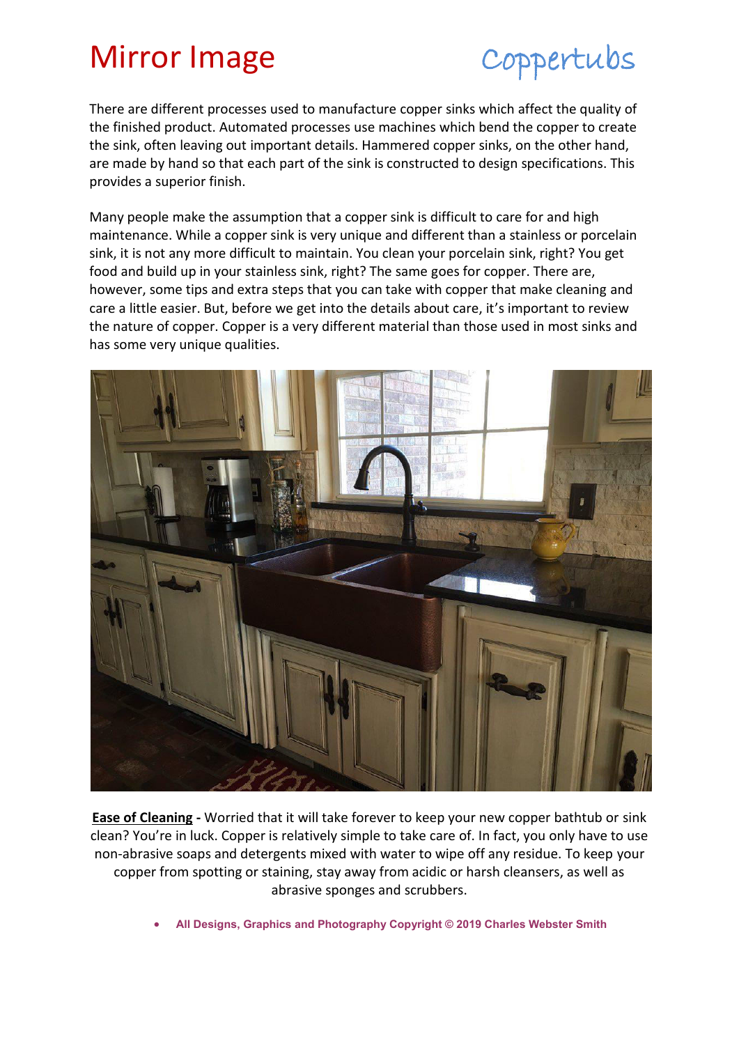# Mirror Image

Coppertubs

There are different processes used to manufacture copper sinks which affect the quality of the finished product. Automated processes use machines which bend the copper to create the sink, often leaving out important details. Hammered copper sinks, on the other hand, are made by hand so that each part of the sink is constructed to design specifications. This provides a superior finish.

Many people make the assumption that a copper sink is difficult to care for and high maintenance. While a copper sink is very unique and different than a stainless or porcelain sink, it is not any more difficult to maintain. You clean your porcelain sink, right? You get food and build up in your stainless sink, right? The same goes for copper. There are, however, some tips and extra steps that you can take with copper that make cleaning and care a little easier. But, before we get into the details about care, it's important to review the nature of copper. Copper is a very different material than those used in most sinks and has some very unique qualities.

**Ease of Cleaning -** Worried that it will take forever to keep your new copper bathtub or sink clean? You're in luck. Copper is relatively simple to take care of. In fact, you only have to use non-abrasive soaps and detergents mixed with water to wipe off any residue. To keep your copper from spotting or staining, stay away from acidic or harsh cleansers, as well as abrasive sponges and scrubbers.

- **All Designs, Graphics and Photography Copyright © 2019 Charles Webster Smith**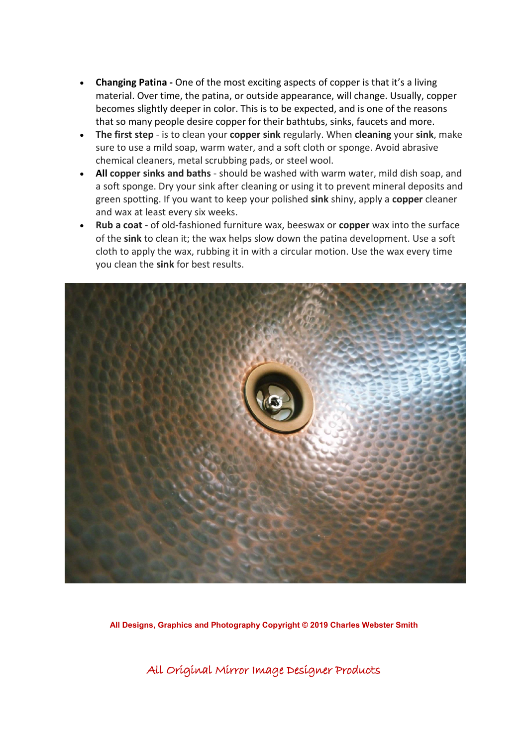- **Changing Patina -** One of the most exciting aspects of copper is that it's a living material. Over time, the patina, or outside appearance, will change. Usually, copper becomes slightly deeper in color. This is to be expected, and is one of the reasons that so many people desire copper for their bathtubs, sinks, faucets and more.
- **The first step** - is to clean your **copper sink** regularly. When **cleaning** your **sink**, make sure to use a mild soap, warm water, and a soft cloth or sponge. Avoid abrasive chemical cleaners, metal scrubbing pads, or steel wool.
- **All copper sinks and baths** - should be washed with warm water, mild dish soap, and a soft sponge. Dry your sink after cleaning or using it to prevent mineral deposits and green spotting. If you want to keep your polished **sink** shiny, apply a **copper** cleaner and wax at least every six weeks.
- **Rub a coat** - of old-fashioned furniture wax, beeswax or **copper** wax into the surface of the **sink** to clean it; the wax helps slow down the patina development. Use a soft cloth to apply the wax, rubbing it in with a circular motion. Use the wax every time you clean the **sink** for best results.

**All Designs, Graphics and Photography Copyright © 2019 Charles Webster Smith**

All Original Mirror Image Designer Products